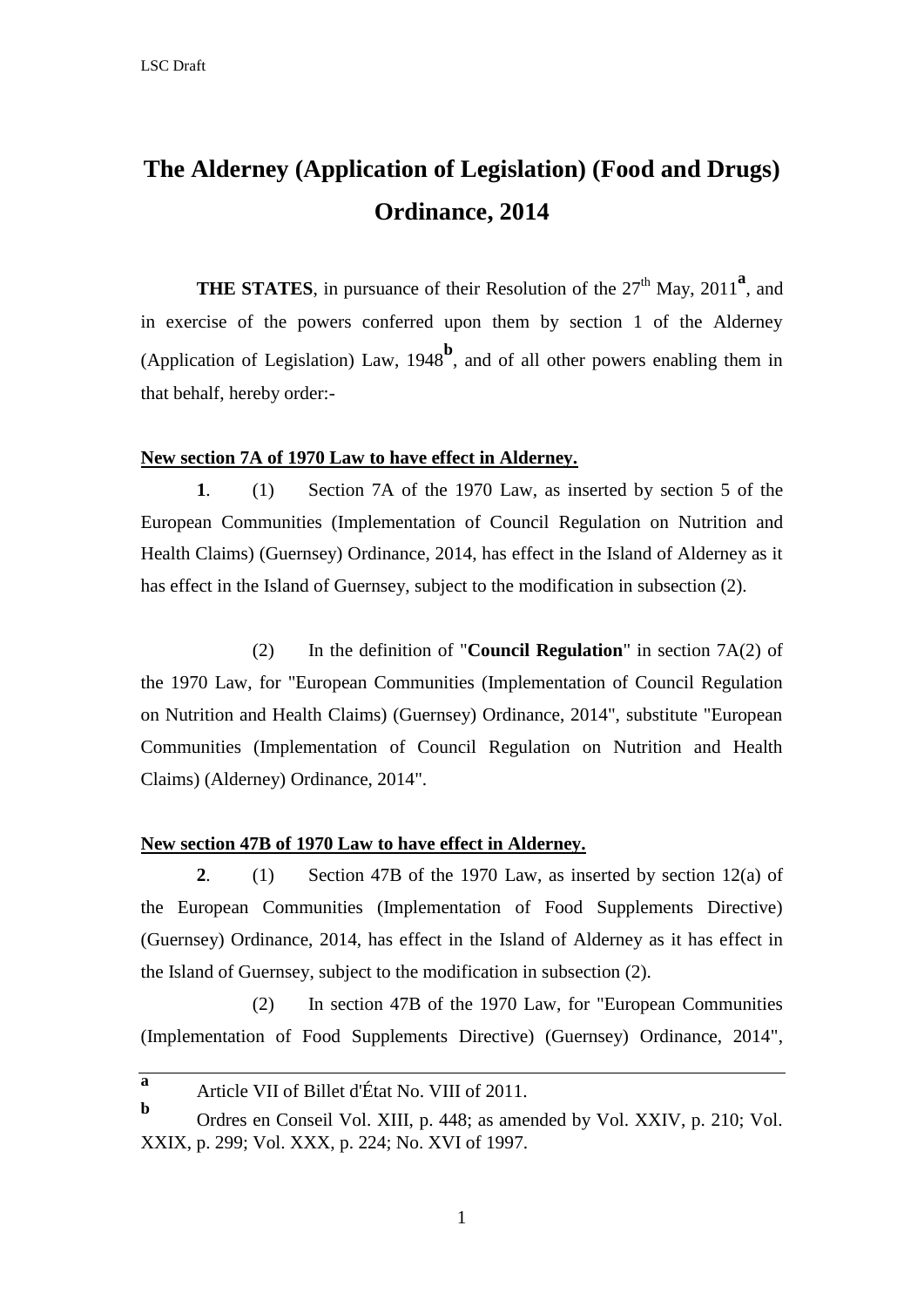# The Alderney (Application of Legislation) (Food and Drugs) Ordinance, 2014

**THE STATES**, in pursuance of their Resolution of the 27th May, 2011[a], and in exercise of the powers conferred upon them by section 1 of the Alderney (Application of Legislation) Law, 1948[b], and of all other powers enabling them in that behalf, hereby order:-

**New section 7A of 1970 Law to have effect in Alderney.**

**1**. (1) Section 7A of the 1970 Law, as inserted by section 5 of the European Communities (Implementation of Council Regulation on Nutrition and Health Claims) (Guernsey) Ordinance, 2014, has effect in the Island of Alderney as it has effect in the Island of Guernsey, subject to the modification in subsection (2).

(2) In the definition of "**Council Regulation**" in section 7A(2) of the 1970 Law, for "European Communities (Implementation of Council Regulation on Nutrition and Health Claims) (Guernsey) Ordinance, 2014", substitute "European Communities (Implementation of Council Regulation on Nutrition and Health Claims) (Alderney) Ordinance, 2014".

**New section 47B of 1970 Law to have effect in Alderney.**

**2**. (1) Section 47B of the 1970 Law, as inserted by section 12(a) of the European Communities (Implementation of Food Supplements Directive) (Guernsey) Ordinance, 2014, has effect in the Island of Alderney as it has effect in the Island of Guernsey, subject to the modification in subsection (2).

(2) In section 47B of the 1970 Law, for "European Communities (Implementation of Food Supplements Directive) (Guernsey) Ordinance, 2014",

---

[a] Article VII of Billet d'État No. VIII of 2011.

[b] Ordres en Conseil Vol. XIII, p. 448; as amended by Vol. XXIV, p. 210; Vol. XXIX, p. 299; Vol. XXX, p. 224; No. XVI of 1997.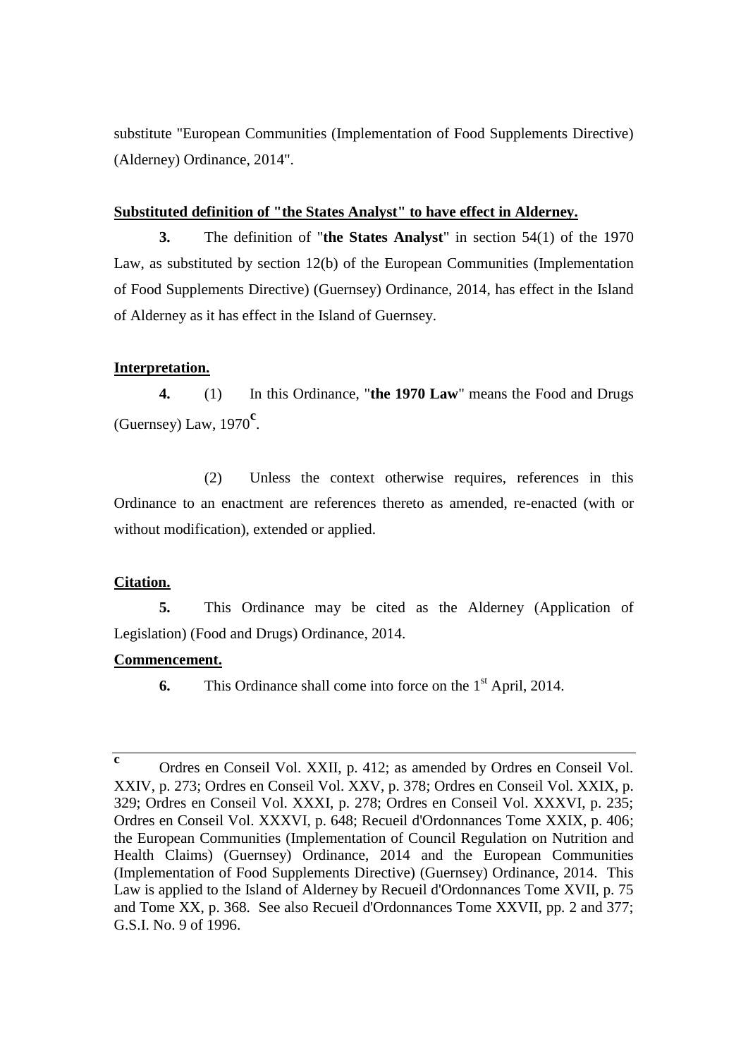substitute "European Communities (Implementation of Food Supplements Directive) (Alderney) Ordinance, 2014".

**Substituted definition of "the States Analyst" to have effect in Alderney.**

**3.** The definition of "**the States Analyst**" in section 54(1) of the 1970 Law, as substituted by section 12(b) of the European Communities (Implementation of Food Supplements Directive) (Guernsey) Ordinance, 2014, has effect in the Island of Alderney as it has effect in the Island of Guernsey.

**Interpretation.**

**4.** (1) In this Ordinance, "**the 1970 Law**" means the Food and Drugs (Guernsey) Law, 1970[c].

(2) Unless the context otherwise requires, references in this Ordinance to an enactment are references thereto as amended, re-enacted (with or without modification), extended or applied.

**Citation.**

**5.** This Ordinance may be cited as the Alderney (Application of Legislation) (Food and Drugs) Ordinance, 2014.

**Commencement.**

**6.** This Ordinance shall come into force on the 1st April, 2014.

---

[c] Ordres en Conseil Vol. XXII, p. 412; as amended by Ordres en Conseil Vol. XXIV, p. 273; Ordres en Conseil Vol. XXV, p. 378; Ordres en Conseil Vol. XXIX, p. 329; Ordres en Conseil Vol. XXXI, p. 278; Ordres en Conseil Vol. XXXVI, p. 235; Ordres en Conseil Vol. XXXVI, p. 648; Recueil d'Ordonnances Tome XXIX, p. 406; the European Communities (Implementation of Council Regulation on Nutrition and Health Claims) (Guernsey) Ordinance, 2014 and the European Communities (Implementation of Food Supplements Directive) (Guernsey) Ordinance, 2014. This Law is applied to the Island of Alderney by Recueil d'Ordonnances Tome XVII, p. 75 and Tome XX, p. 368. See also Recueil d'Ordonnances Tome XXVII, pp. 2 and 377; G.S.I. No. 9 of 1996.